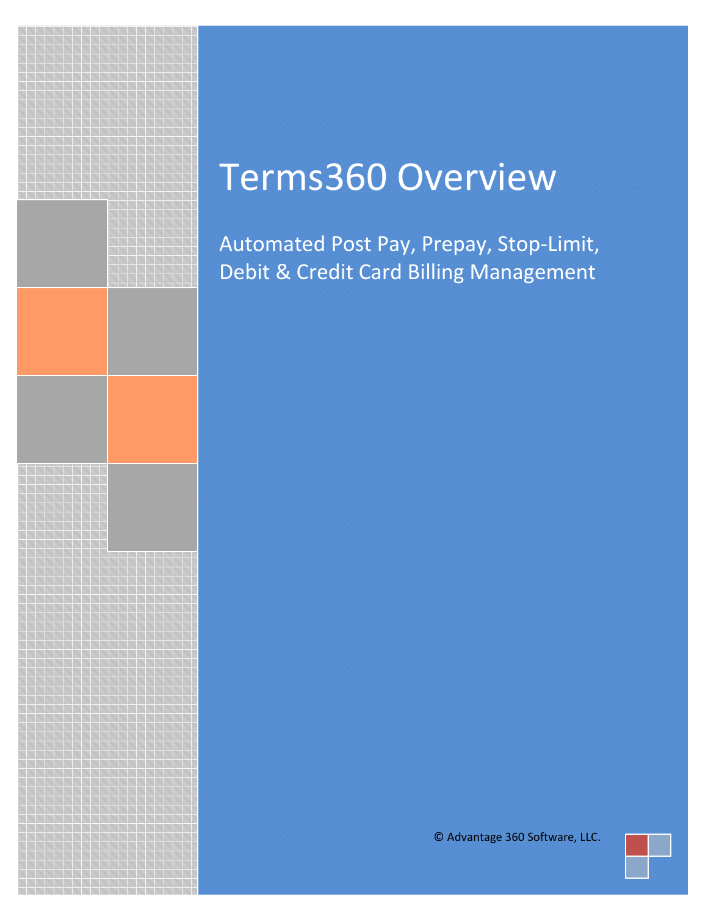# Terms360 Overview

## Automated Post Pay, Prepay, Stop-Limit, Debit & Credit Card Billing Management

© Advantage 360 Software, LLC.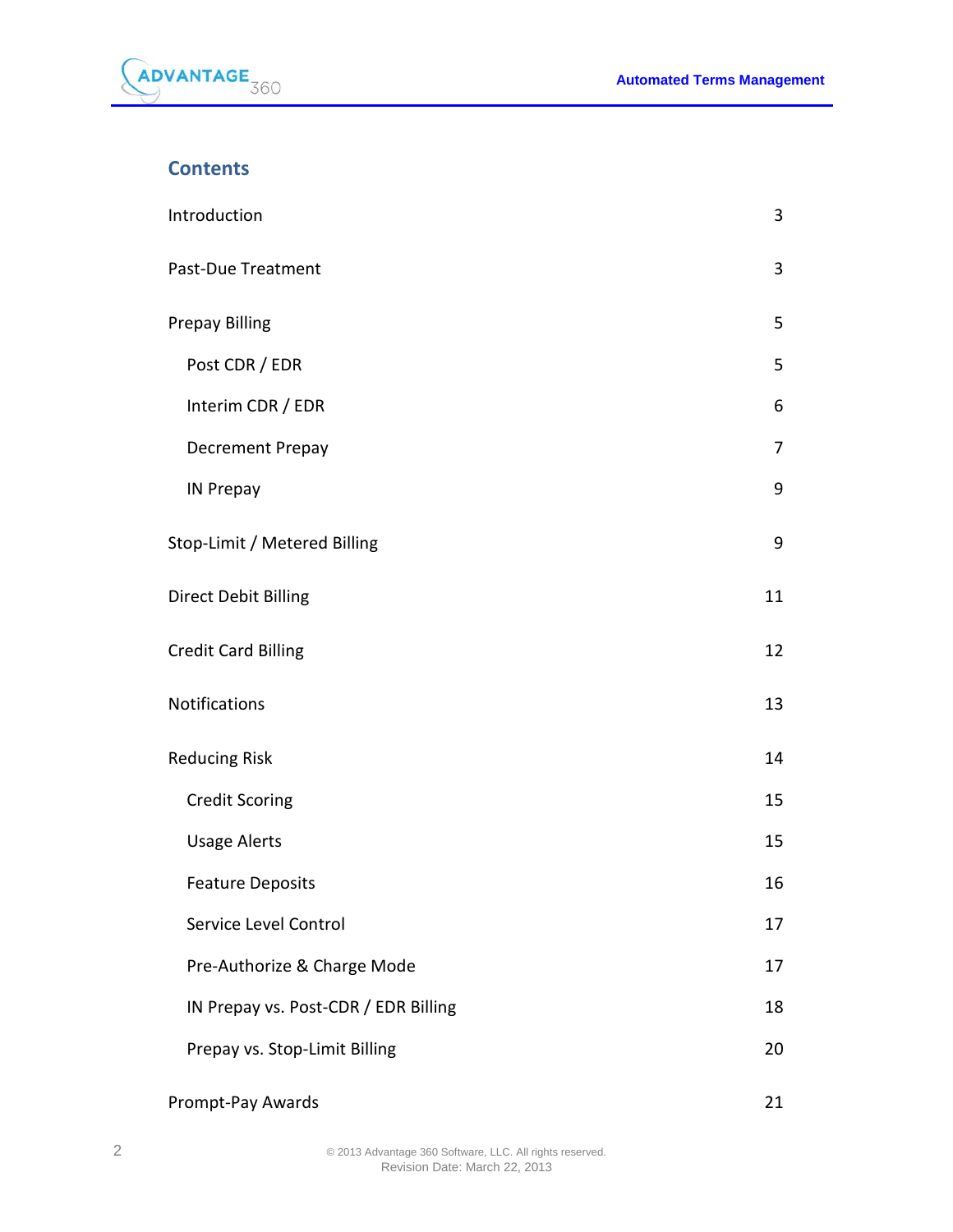## Contents

| | |
|---|---|
| Introduction | 3 |
| Past-Due Treatment | 3 |
| Prepay Billing | 5 |
| Post CDR / EDR | 5 |
| Interim CDR / EDR | 6 |
| Decrement Prepay | 7 |
| IN Prepay | 9 |
| Stop-Limit / Metered Billing | 9 |
| Direct Debit Billing | 11 |
| Credit Card Billing | 12 |
| Notifications | 13 |
| Reducing Risk | 14 |
| Credit Scoring | 15 |
| Usage Alerts | 15 |
| Feature Deposits | 16 |
| Service Level Control | 17 |
| Pre-Authorize & Charge Mode | 17 |
| IN Prepay vs. Post-CDR / EDR Billing | 18 |
| Prepay vs. Stop-Limit Billing | 20 |
| Prompt-Pay Awards | 21 |

© 2013 Advantage 360 Software, LLC. All rights reserved.
Revision Date: March 22, 2013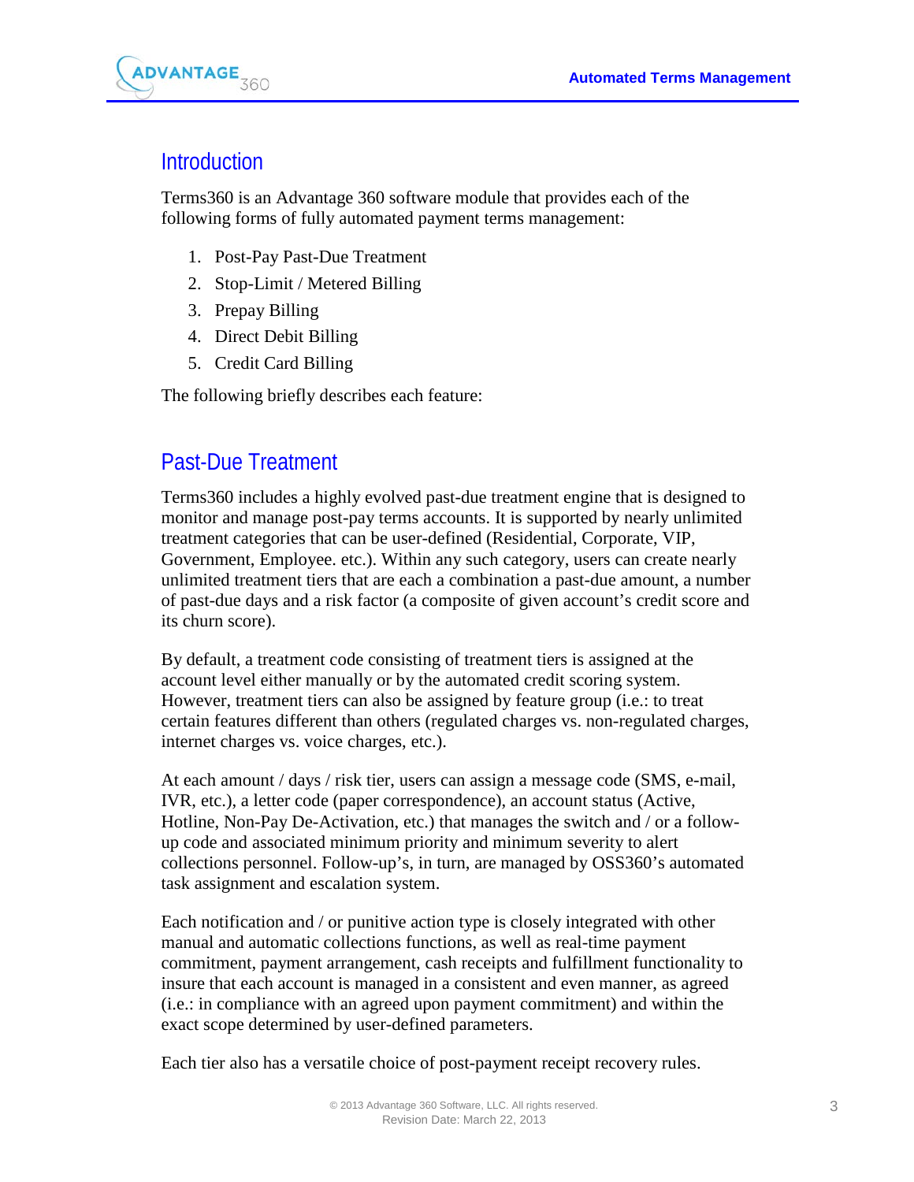## Introduction

Terms360 is an Advantage 360 software module that provides each of the following forms of fully automated payment terms management:

1. Post-Pay Past-Due Treatment
2. Stop-Limit / Metered Billing
3. Prepay Billing
4. Direct Debit Billing
5. Credit Card Billing

The following briefly describes each feature:

## Past-Due Treatment

Terms360 includes a highly evolved past-due treatment engine that is designed to monitor and manage post-pay terms accounts. It is supported by nearly unlimited treatment categories that can be user-defined (Residential, Corporate, VIP, Government, Employee. etc.). Within any such category, users can create nearly unlimited treatment tiers that are each a combination a past-due amount, a number of past-due days and a risk factor (a composite of given account's credit score and its churn score).

By default, a treatment code consisting of treatment tiers is assigned at the account level either manually or by the automated credit scoring system. However, treatment tiers can also be assigned by feature group (i.e.: to treat certain features different than others (regulated charges vs. non-regulated charges, internet charges vs. voice charges, etc.).

At each amount / days / risk tier, users can assign a message code (SMS, e-mail, IVR, etc.), a letter code (paper correspondence), an account status (Active, Hotline, Non-Pay De-Activation, etc.) that manages the switch and / or a follow-up code and associated minimum priority and minimum severity to alert collections personnel. Follow-up's, in turn, are managed by OSS360's automated task assignment and escalation system.

Each notification and / or punitive action type is closely integrated with other manual and automatic collections functions, as well as real-time payment commitment, payment arrangement, cash receipts and fulfillment functionality to insure that each account is managed in a consistent and even manner, as agreed (i.e.: in compliance with an agreed upon payment commitment) and within the exact scope determined by user-defined parameters.

Each tier also has a versatile choice of post-payment receipt recovery rules.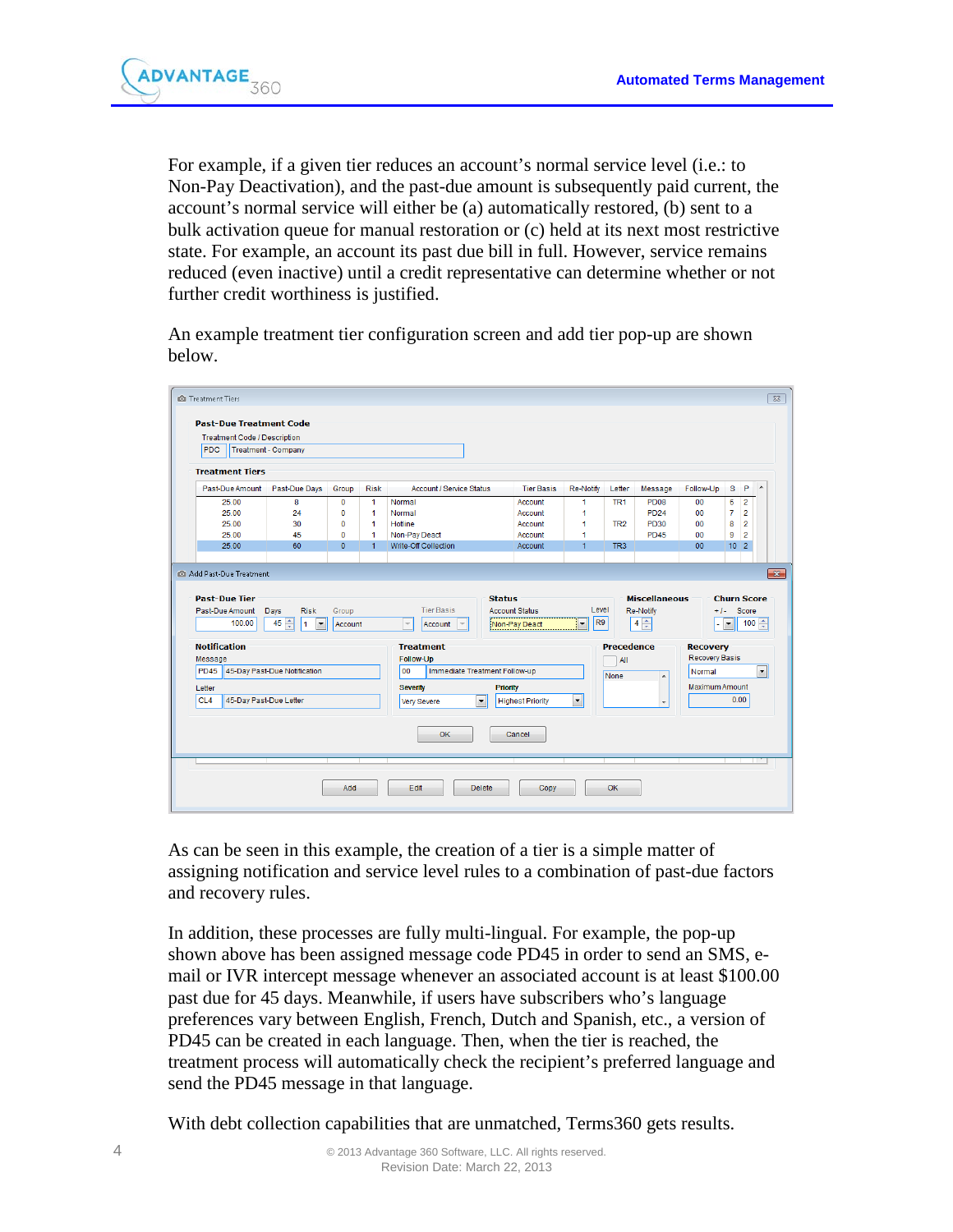For example, if a given tier reduces an account's normal service level (i.e.: to Non-Pay Deactivation), and the past-due amount is subsequently paid current, the account's normal service will either be (a) automatically restored, (b) sent to a bulk activation queue for manual restoration or (c) held at its next most restrictive state. For example, an account its past due bill in full. However, service remains reduced (even inactive) until a credit representative can determine whether or not further credit worthiness is justified.

An example treatment tier configuration screen and add tier pop-up are shown below.

As can be seen in this example, the creation of a tier is a simple matter of assigning notification and service level rules to a combination of past-due factors and recovery rules.

In addition, these processes are fully multi-lingual. For example, the pop-up shown above has been assigned message code PD45 in order to send an SMS, e-mail or IVR intercept message whenever an associated account is at least $100.00 past due for 45 days. Meanwhile, if users have subscribers who's language preferences vary between English, French, Dutch and Spanish, etc., a version of PD45 can be created in each language. Then, when the tier is reached, the treatment process will automatically check the recipient's preferred language and send the PD45 message in that language.

With debt collection capabilities that are unmatched, Terms360 gets results.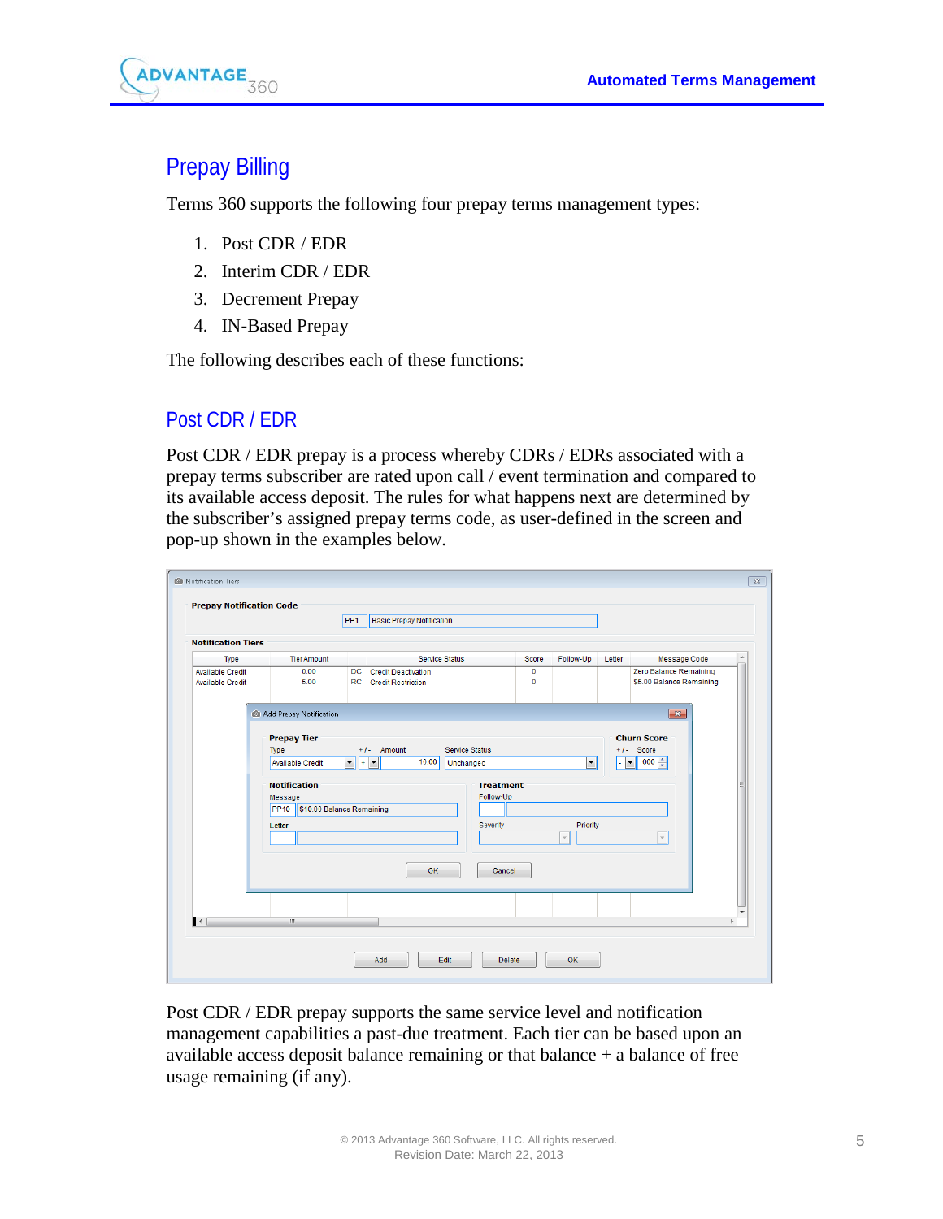## Prepay Billing

Terms 360 supports the following four prepay terms management types:

1. Post CDR / EDR
2. Interim CDR / EDR
3. Decrement Prepay
4. IN-Based Prepay

The following describes each of these functions:

### Post CDR / EDR

Post CDR / EDR prepay is a process whereby CDRs / EDRs associated with a prepay terms subscriber are rated upon call / event termination and compared to its available access deposit. The rules for what happens next are determined by the subscriber's assigned prepay terms code, as user-defined in the screen and pop-up shown in the examples below.

Post CDR / EDR prepay supports the same service level and notification management capabilities a past-due treatment. Each tier can be based upon an available access deposit balance remaining or that balance + a balance of free usage remaining (if any).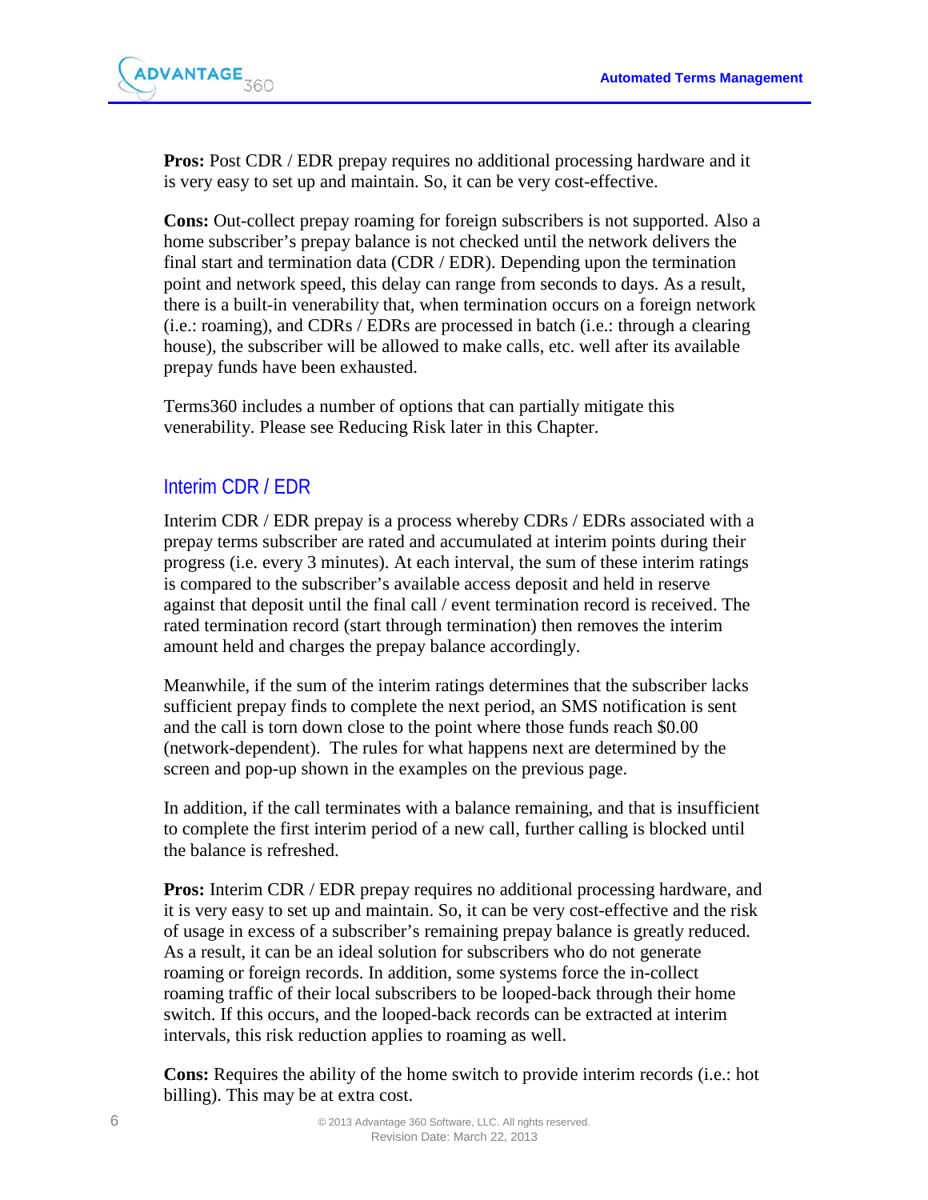**Pros:** Post CDR / EDR prepay requires no additional processing hardware and it is very easy to set up and maintain. So, it can be very cost-effective.

**Cons:** Out-collect prepay roaming for foreign subscribers is not supported. Also a home subscriber's prepay balance is not checked until the network delivers the final start and termination data (CDR / EDR). Depending upon the termination point and network speed, this delay can range from seconds to days. As a result, there is a built-in venerability that, when termination occurs on a foreign network (i.e.: roaming), and CDRs / EDRs are processed in batch (i.e.: through a clearing house), the subscriber will be allowed to make calls, etc. well after its available prepay funds have been exhausted.

Terms360 includes a number of options that can partially mitigate this venerability. Please see Reducing Risk later in this Chapter.

## Interim CDR / EDR

Interim CDR / EDR prepay is a process whereby CDRs / EDRs associated with a prepay terms subscriber are rated and accumulated at interim points during their progress (i.e. every 3 minutes). At each interval, the sum of these interim ratings is compared to the subscriber's available access deposit and held in reserve against that deposit until the final call / event termination record is received. The rated termination record (start through termination) then removes the interim amount held and charges the prepay balance accordingly.

Meanwhile, if the sum of the interim ratings determines that the subscriber lacks sufficient prepay finds to complete the next period, an SMS notification is sent and the call is torn down close to the point where those funds reach $0.00 (network-dependent). The rules for what happens next are determined by the screen and pop-up shown in the examples on the previous page.

In addition, if the call terminates with a balance remaining, and that is insufficient to complete the first interim period of a new call, further calling is blocked until the balance is refreshed.

**Pros:** Interim CDR / EDR prepay requires no additional processing hardware, and it is very easy to set up and maintain. So, it can be very cost-effective and the risk of usage in excess of a subscriber's remaining prepay balance is greatly reduced. As a result, it can be an ideal solution for subscribers who do not generate roaming or foreign records. In addition, some systems force the in-collect roaming traffic of their local subscribers to be looped-back through their home switch. If this occurs, and the looped-back records can be extracted at interim intervals, this risk reduction applies to roaming as well.

**Cons:** Requires the ability of the home switch to provide interim records (i.e.: hot billing). This may be at extra cost.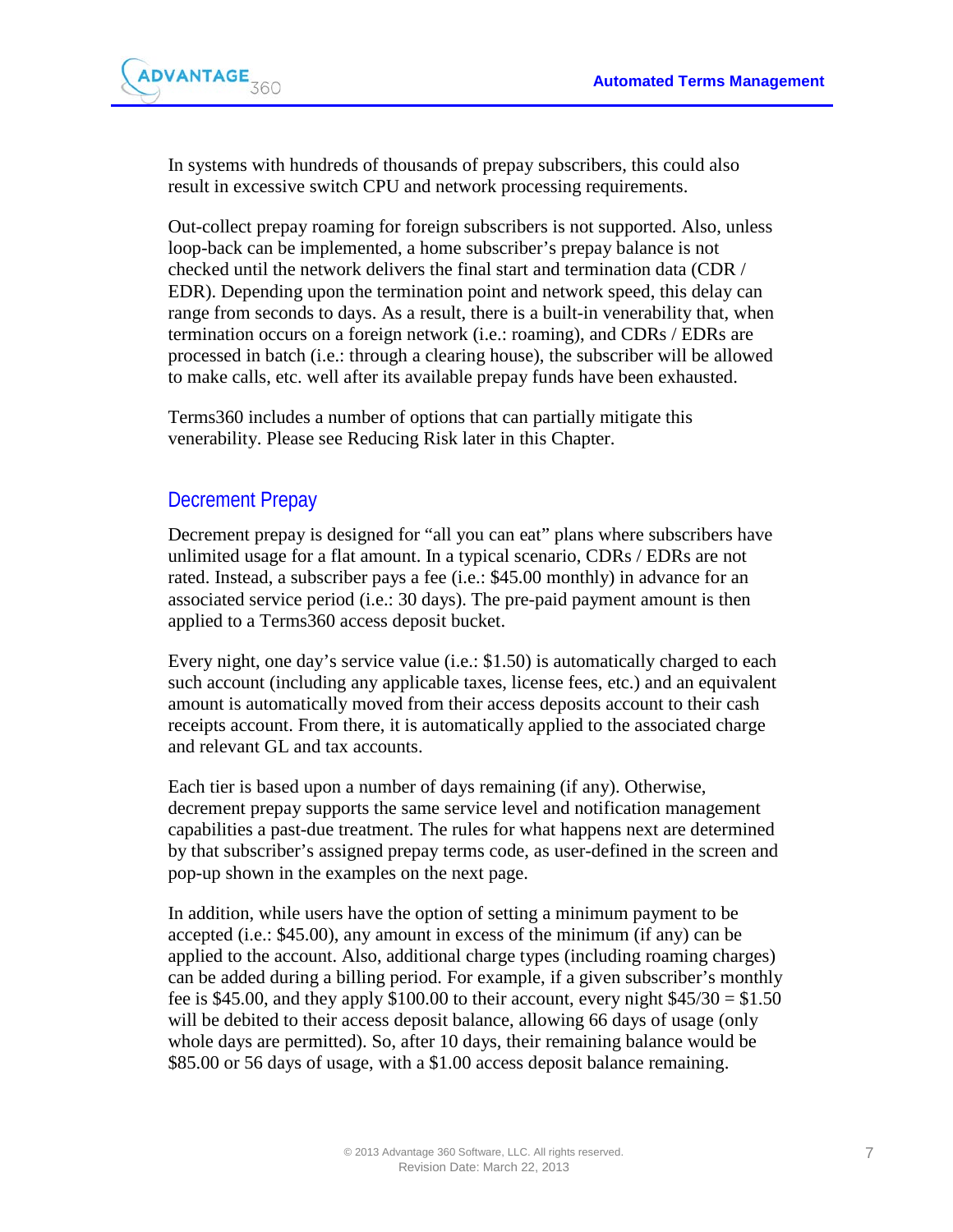In systems with hundreds of thousands of prepay subscribers, this could also result in excessive switch CPU and network processing requirements.

Out-collect prepay roaming for foreign subscribers is not supported. Also, unless loop-back can be implemented, a home subscriber's prepay balance is not checked until the network delivers the final start and termination data (CDR / EDR). Depending upon the termination point and network speed, this delay can range from seconds to days. As a result, there is a built-in venerability that, when termination occurs on a foreign network (i.e.: roaming), and CDRs / EDRs are processed in batch (i.e.: through a clearing house), the subscriber will be allowed to make calls, etc. well after its available prepay funds have been exhausted.

Terms360 includes a number of options that can partially mitigate this venerability. Please see Reducing Risk later in this Chapter.

## Decrement Prepay

Decrement prepay is designed for "all you can eat" plans where subscribers have unlimited usage for a flat amount. In a typical scenario, CDRs / EDRs are not rated. Instead, a subscriber pays a fee (i.e.: $45.00 monthly) in advance for an associated service period (i.e.: 30 days). The pre-paid payment amount is then applied to a Terms360 access deposit bucket.

Every night, one day's service value (i.e.: $1.50) is automatically charged to each such account (including any applicable taxes, license fees, etc.) and an equivalent amount is automatically moved from their access deposits account to their cash receipts account. From there, it is automatically applied to the associated charge and relevant GL and tax accounts.

Each tier is based upon a number of days remaining (if any). Otherwise, decrement prepay supports the same service level and notification management capabilities a past-due treatment. The rules for what happens next are determined by that subscriber's assigned prepay terms code, as user-defined in the screen and pop-up shown in the examples on the next page.

In addition, while users have the option of setting a minimum payment to be accepted (i.e.: $45.00), any amount in excess of the minimum (if any) can be applied to the account. Also, additional charge types (including roaming charges) can be added during a billing period. For example, if a given subscriber's monthly fee is $45.00, and they apply $100.00 to their account, every night $45/30 = $1.50 will be debited to their access deposit balance, allowing 66 days of usage (only whole days are permitted). So, after 10 days, their remaining balance would be $85.00 or 56 days of usage, with a $1.00 access deposit balance remaining.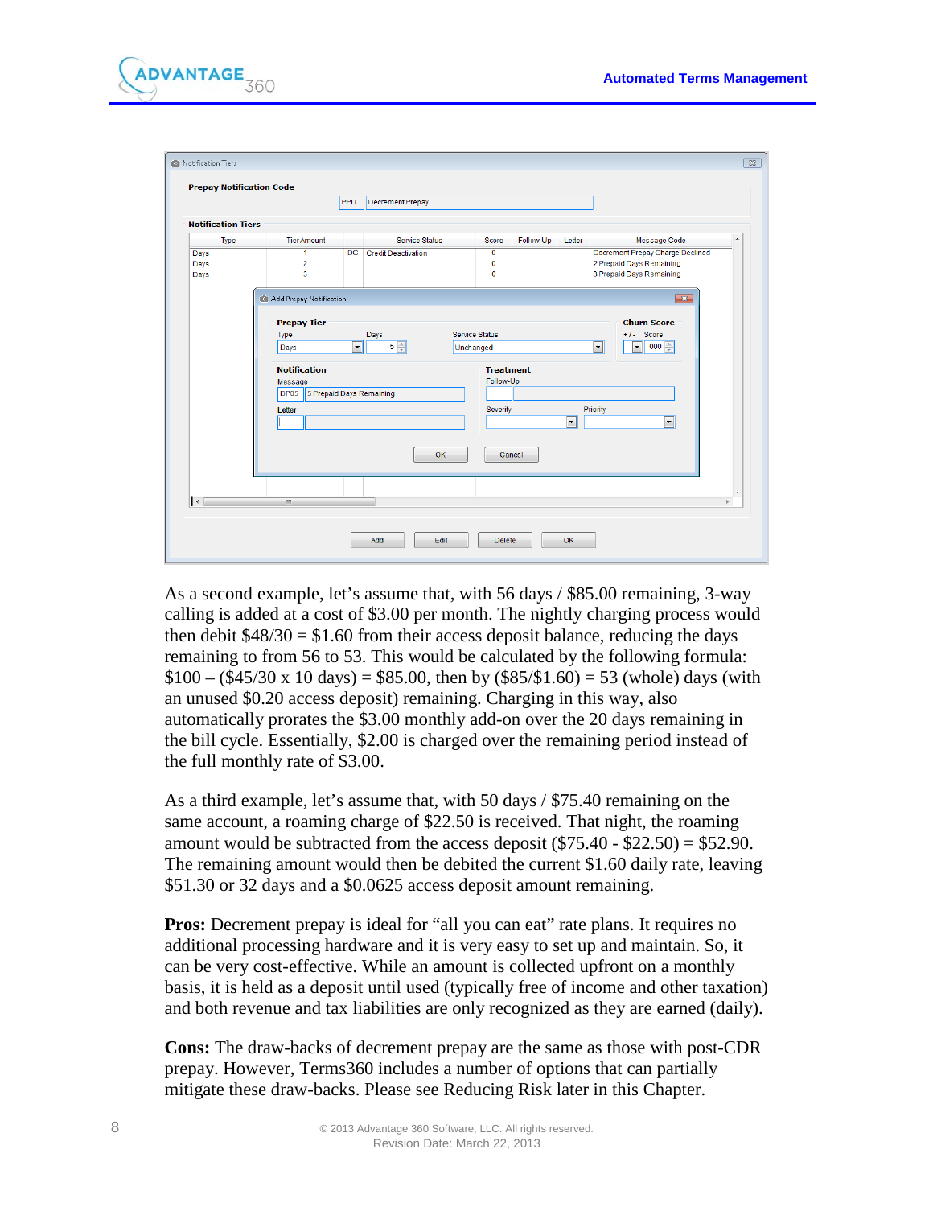As a second example, let's assume that, with 56 days / $85.00 remaining, 3-way calling is added at a cost of $3.00 per month. The nightly charging process would then debit $48/30 = $1.60 from their access deposit balance, reducing the days remaining to from 56 to 53. This would be calculated by the following formula: $100 – ($45/30 x 10 days) = $85.00, then by ($85/$1.60) = 53 (whole) days (with an unused $0.20 access deposit) remaining. Charging in this way, also automatically prorates the $3.00 monthly add-on over the 20 days remaining in the bill cycle. Essentially, $2.00 is charged over the remaining period instead of the full monthly rate of $3.00.

As a third example, let's assume that, with 50 days / $75.40 remaining on the same account, a roaming charge of $22.50 is received. That night, the roaming amount would be subtracted from the access deposit ($75.40 - $22.50) = $52.90. The remaining amount would then be debited the current $1.60 daily rate, leaving $51.30 or 32 days and a $0.0625 access deposit amount remaining.

**Pros:** Decrement prepay is ideal for "all you can eat" rate plans. It requires no additional processing hardware and it is very easy to set up and maintain. So, it can be very cost-effective. While an amount is collected upfront on a monthly basis, it is held as a deposit until used (typically free of income and other taxation) and both revenue and tax liabilities are only recognized as they are earned (daily).

**Cons:** The draw-backs of decrement prepay are the same as those with post-CDR prepay. However, Terms360 includes a number of options that can partially mitigate these draw-backs. Please see Reducing Risk later in this Chapter.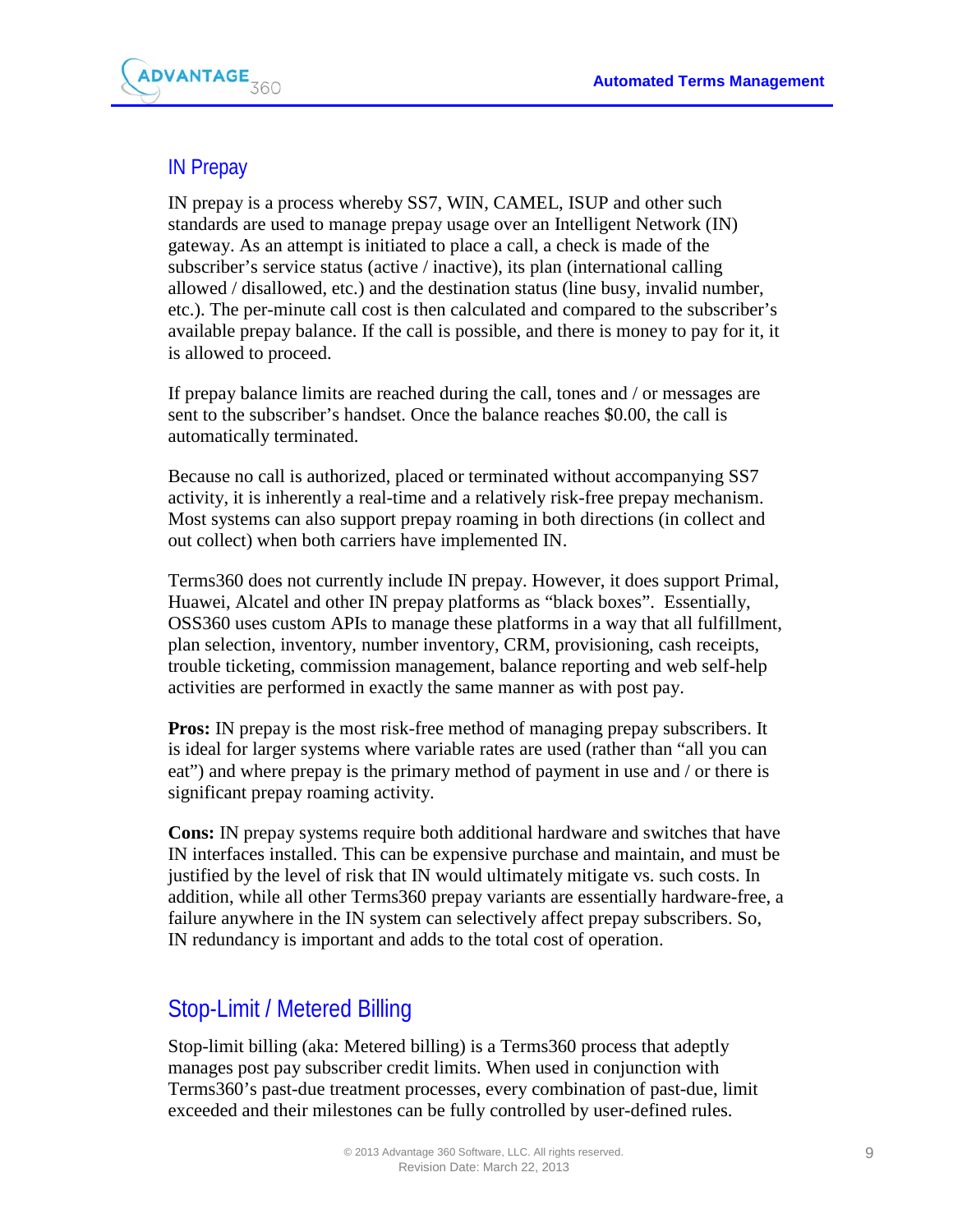## IN Prepay

IN prepay is a process whereby SS7, WIN, CAMEL, ISUP and other such standards are used to manage prepay usage over an Intelligent Network (IN) gateway. As an attempt is initiated to place a call, a check is made of the subscriber's service status (active / inactive), its plan (international calling allowed / disallowed, etc.) and the destination status (line busy, invalid number, etc.). The per-minute call cost is then calculated and compared to the subscriber's available prepay balance. If the call is possible, and there is money to pay for it, it is allowed to proceed.

If prepay balance limits are reached during the call, tones and / or messages are sent to the subscriber's handset. Once the balance reaches $0.00, the call is automatically terminated.

Because no call is authorized, placed or terminated without accompanying SS7 activity, it is inherently a real-time and a relatively risk-free prepay mechanism. Most systems can also support prepay roaming in both directions (in collect and out collect) when both carriers have implemented IN.

Terms360 does not currently include IN prepay. However, it does support Primal, Huawei, Alcatel and other IN prepay platforms as "black boxes". Essentially, OSS360 uses custom APIs to manage these platforms in a way that all fulfillment, plan selection, inventory, number inventory, CRM, provisioning, cash receipts, trouble ticketing, commission management, balance reporting and web self-help activities are performed in exactly the same manner as with post pay.

**Pros:** IN prepay is the most risk-free method of managing prepay subscribers. It is ideal for larger systems where variable rates are used (rather than "all you can eat") and where prepay is the primary method of payment in use and / or there is significant prepay roaming activity.

**Cons:** IN prepay systems require both additional hardware and switches that have IN interfaces installed. This can be expensive purchase and maintain, and must be justified by the level of risk that IN would ultimately mitigate vs. such costs. In addition, while all other Terms360 prepay variants are essentially hardware-free, a failure anywhere in the IN system can selectively affect prepay subscribers. So, IN redundancy is important and adds to the total cost of operation.

## Stop-Limit / Metered Billing

Stop-limit billing (aka: Metered billing) is a Terms360 process that adeptly manages post pay subscriber credit limits. When used in conjunction with Terms360's past-due treatment processes, every combination of past-due, limit exceeded and their milestones can be fully controlled by user-defined rules.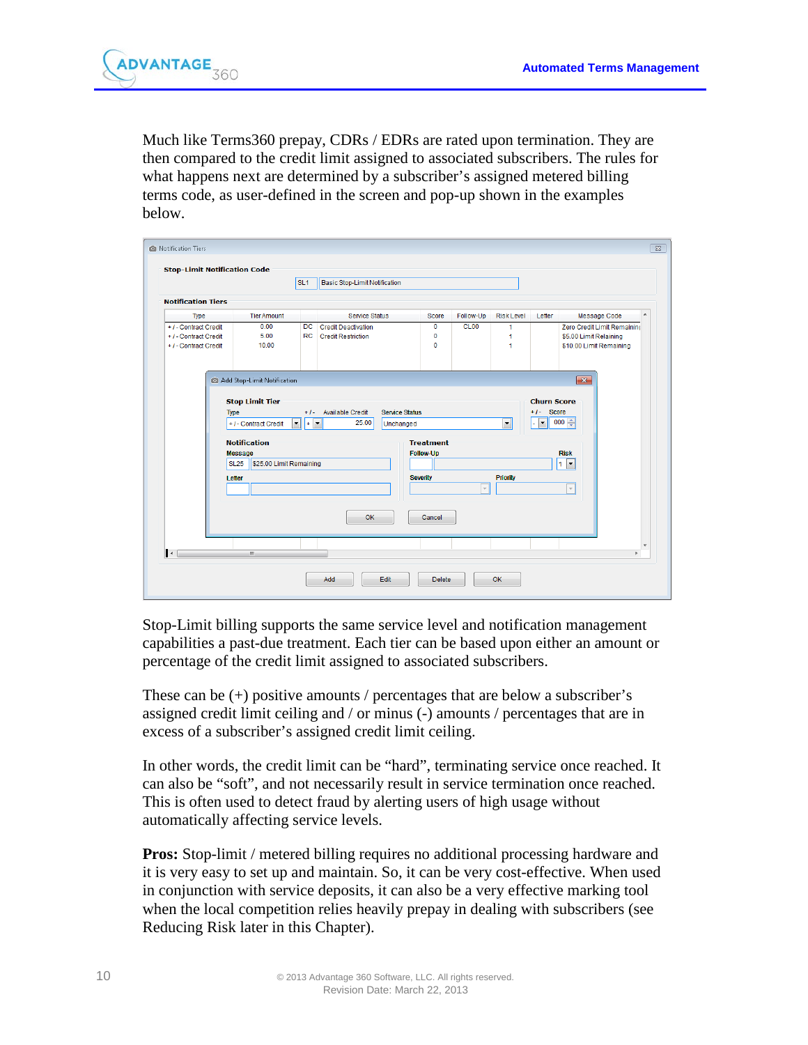Much like Terms360 prepay, CDRs / EDRs are rated upon termination. They are then compared to the credit limit assigned to associated subscribers. The rules for what happens next are determined by a subscriber's assigned metered billing terms code, as user-defined in the screen and pop-up shown in the examples below.

Stop-Limit billing supports the same service level and notification management capabilities a past-due treatment. Each tier can be based upon either an amount or percentage of the credit limit assigned to associated subscribers.

These can be (+) positive amounts / percentages that are below a subscriber's assigned credit limit ceiling and / or minus (-) amounts / percentages that are in excess of a subscriber's assigned credit limit ceiling.

In other words, the credit limit can be "hard", terminating service once reached. It can also be "soft", and not necessarily result in service termination once reached. This is often used to detect fraud by alerting users of high usage without automatically affecting service levels.

**Pros:** Stop-limit / metered billing requires no additional processing hardware and it is very easy to set up and maintain. So, it can be very cost-effective. When used in conjunction with service deposits, it can also be a very effective marking tool when the local competition relies heavily prepay in dealing with subscribers (see Reducing Risk later in this Chapter).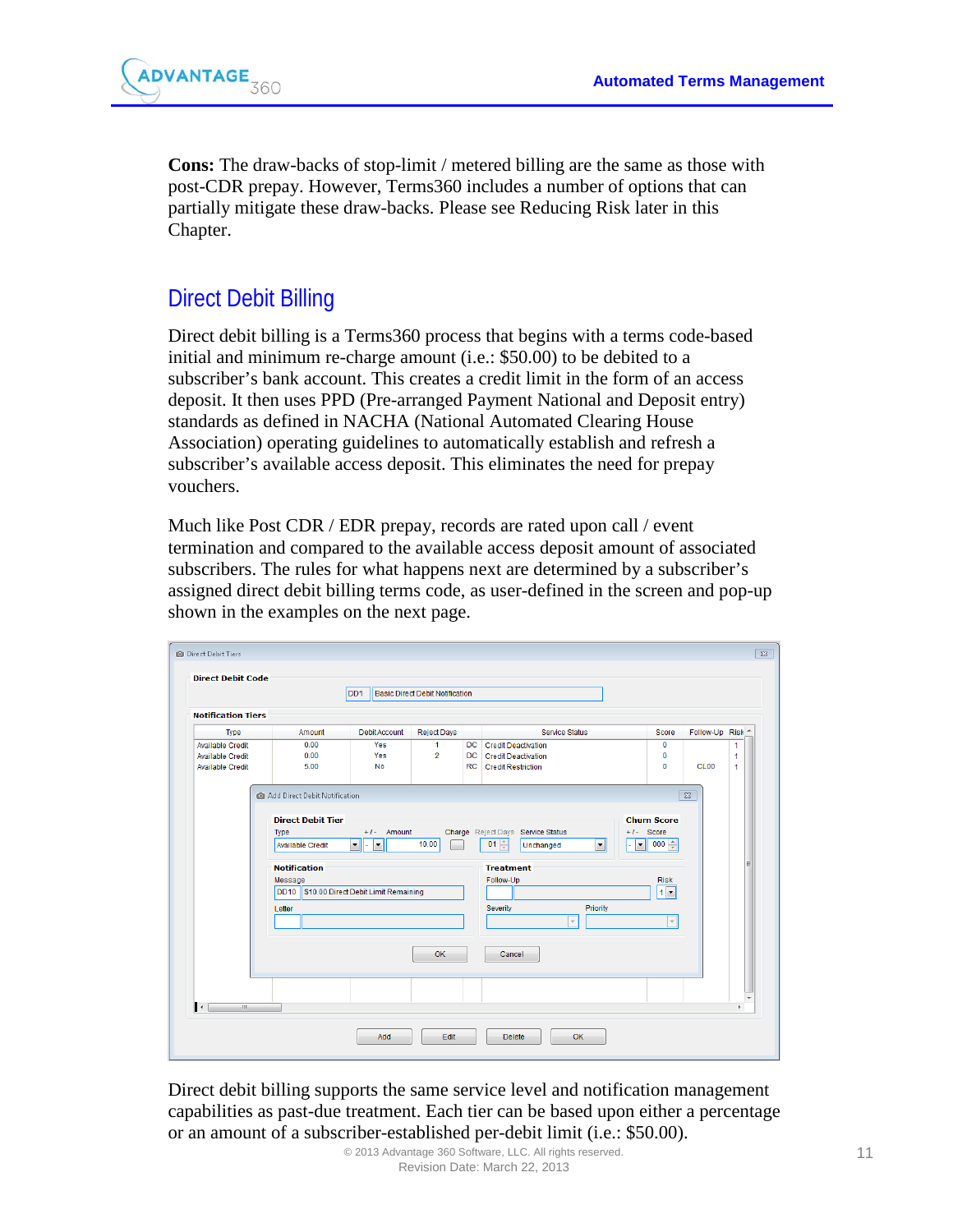**Cons:** The draw-backs of stop-limit / metered billing are the same as those with post-CDR prepay. However, Terms360 includes a number of options that can partially mitigate these draw-backs. Please see Reducing Risk later in this Chapter.

## Direct Debit Billing

Direct debit billing is a Terms360 process that begins with a terms code-based initial and minimum re-charge amount (i.e.: $50.00) to be debited to a subscriber's bank account. This creates a credit limit in the form of an access deposit. It then uses PPD (Pre-arranged Payment National and Deposit entry) standards as defined in NACHA (National Automated Clearing House Association) operating guidelines to automatically establish and refresh a subscriber's available access deposit. This eliminates the need for prepay vouchers.

Much like Post CDR / EDR prepay, records are rated upon call / event termination and compared to the available access deposit amount of associated subscribers. The rules for what happens next are determined by a subscriber's assigned direct debit billing terms code, as user-defined in the screen and pop-up shown in the examples on the next page.

Direct debit billing supports the same service level and notification management capabilities as past-due treatment. Each tier can be based upon either a percentage or an amount of a subscriber-established per-debit limit (i.e.: $50.00).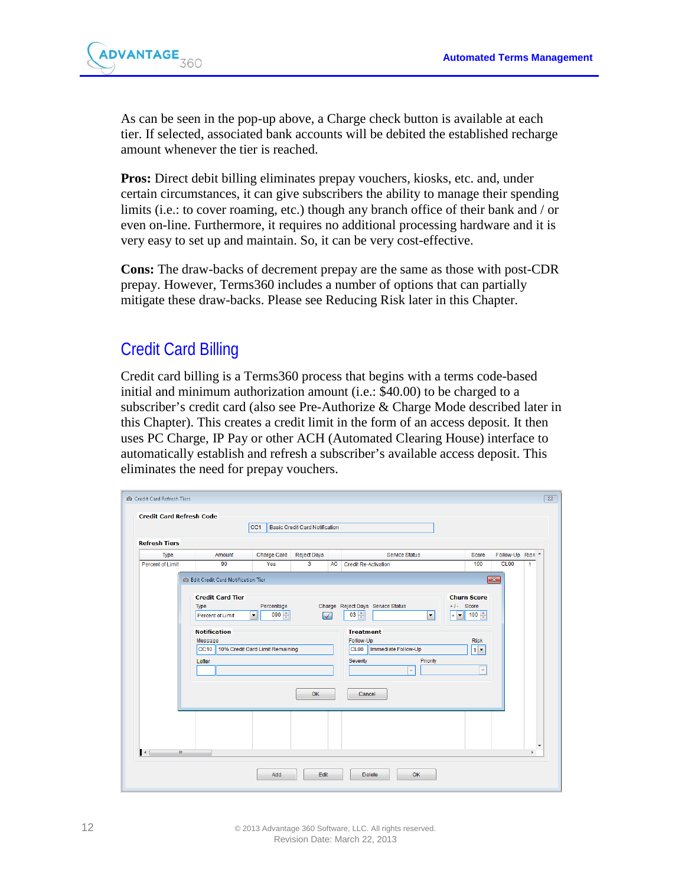As can be seen in the pop-up above, a Charge check button is available at each tier. If selected, associated bank accounts will be debited the established recharge amount whenever the tier is reached.

**Pros:** Direct debit billing eliminates prepay vouchers, kiosks, etc. and, under certain circumstances, it can give subscribers the ability to manage their spending limits (i.e.: to cover roaming, etc.) though any branch office of their bank and / or even on-line. Furthermore, it requires no additional processing hardware and it is very easy to set up and maintain. So, it can be very cost-effective.

**Cons:** The draw-backs of decrement prepay are the same as those with post-CDR prepay. However, Terms360 includes a number of options that can partially mitigate these draw-backs. Please see Reducing Risk later in this Chapter.

## Credit Card Billing

Credit card billing is a Terms360 process that begins with a terms code-based initial and minimum authorization amount (i.e.: $40.00) to be charged to a subscriber's credit card (also see Pre-Authorize & Charge Mode described later in this Chapter). This creates a credit limit in the form of an access deposit. It then uses PC Charge, IP Pay or other ACH (Automated Clearing House) interface to automatically establish and refresh a subscriber's available access deposit. This eliminates the need for prepay vouchers.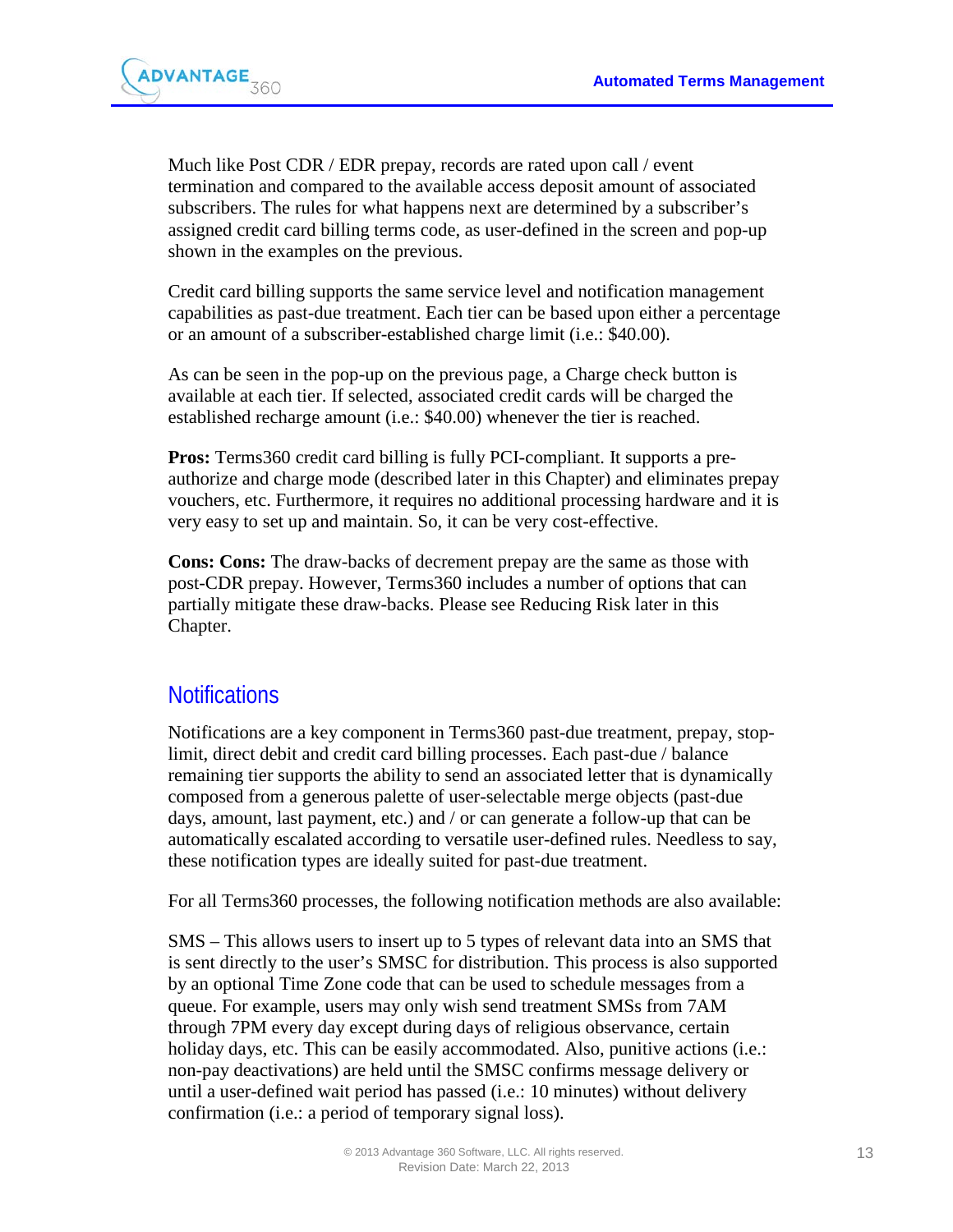Much like Post CDR / EDR prepay, records are rated upon call / event termination and compared to the available access deposit amount of associated subscribers. The rules for what happens next are determined by a subscriber's assigned credit card billing terms code, as user-defined in the screen and pop-up shown in the examples on the previous.

Credit card billing supports the same service level and notification management capabilities as past-due treatment. Each tier can be based upon either a percentage or an amount of a subscriber-established charge limit (i.e.: $40.00).

As can be seen in the pop-up on the previous page, a Charge check button is available at each tier. If selected, associated credit cards will be charged the established recharge amount (i.e.: $40.00) whenever the tier is reached.

**Pros:** Terms360 credit card billing is fully PCI-compliant. It supports a pre-authorize and charge mode (described later in this Chapter) and eliminates prepay vouchers, etc. Furthermore, it requires no additional processing hardware and it is very easy to set up and maintain. So, it can be very cost-effective.

**Cons: Cons:** The draw-backs of decrement prepay are the same as those with post-CDR prepay. However, Terms360 includes a number of options that can partially mitigate these draw-backs. Please see Reducing Risk later in this Chapter.

## Notifications

Notifications are a key component in Terms360 past-due treatment, prepay, stop-limit, direct debit and credit card billing processes. Each past-due / balance remaining tier supports the ability to send an associated letter that is dynamically composed from a generous palette of user-selectable merge objects (past-due days, amount, last payment, etc.) and / or can generate a follow-up that can be automatically escalated according to versatile user-defined rules. Needless to say, these notification types are ideally suited for past-due treatment.

For all Terms360 processes, the following notification methods are also available:

SMS – This allows users to insert up to 5 types of relevant data into an SMS that is sent directly to the user's SMSC for distribution. This process is also supported by an optional Time Zone code that can be used to schedule messages from a queue. For example, users may only wish send treatment SMSs from 7AM through 7PM every day except during days of religious observance, certain holiday days, etc. This can be easily accommodated. Also, punitive actions (i.e.: non-pay deactivations) are held until the SMSC confirms message delivery or until a user-defined wait period has passed (i.e.: 10 minutes) without delivery confirmation (i.e.: a period of temporary signal loss).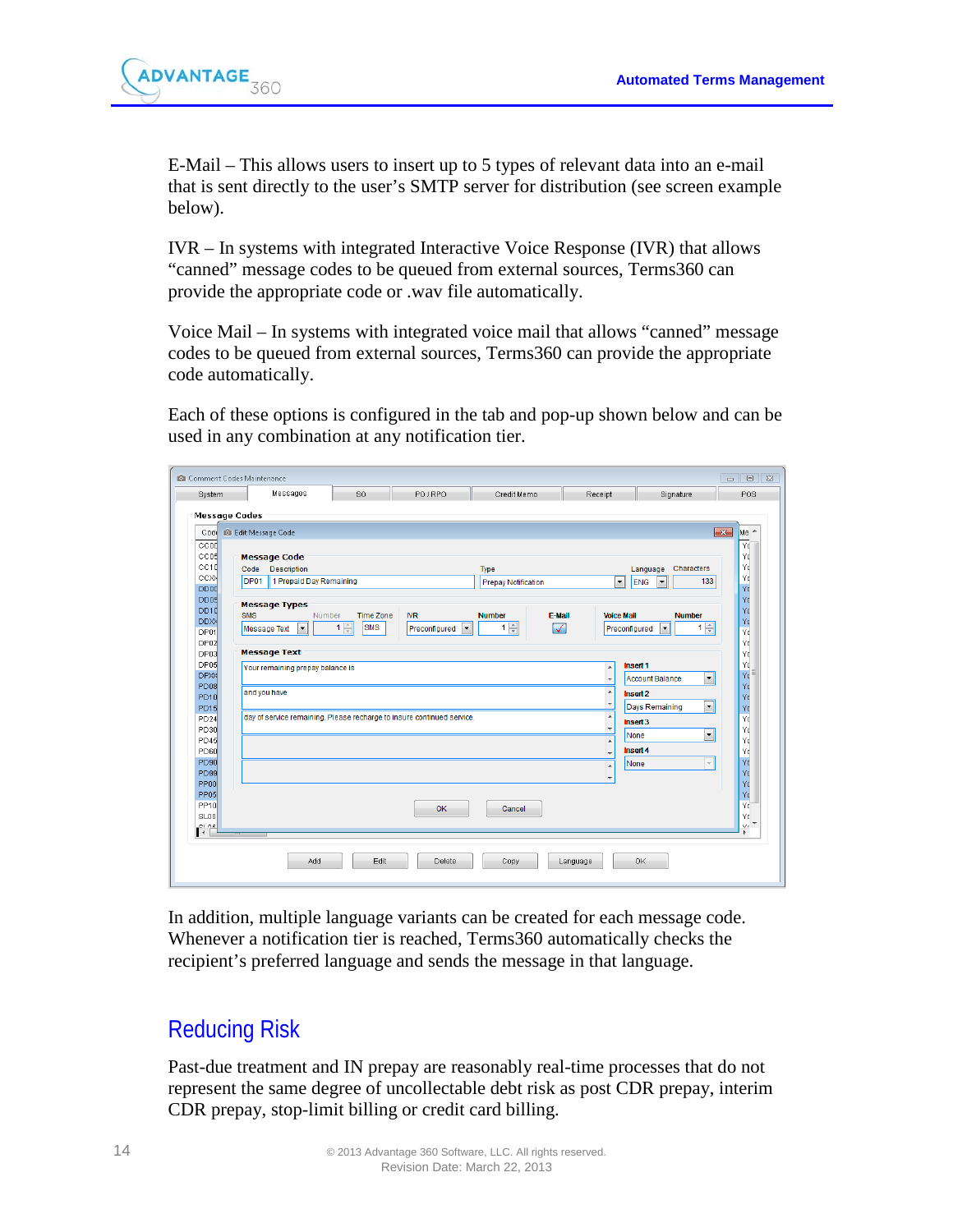E-Mail – This allows users to insert up to 5 types of relevant data into an e-mail that is sent directly to the user's SMTP server for distribution (see screen example below).

IVR – In systems with integrated Interactive Voice Response (IVR) that allows "canned" message codes to be queued from external sources, Terms360 can provide the appropriate code or .wav file automatically.

Voice Mail – In systems with integrated voice mail that allows "canned" message codes to be queued from external sources, Terms360 can provide the appropriate code automatically.

Each of these options is configured in the tab and pop-up shown below and can be used in any combination at any notification tier.

In addition, multiple language variants can be created for each message code. Whenever a notification tier is reached, Terms360 automatically checks the recipient's preferred language and sends the message in that language.

## Reducing Risk

Past-due treatment and IN prepay are reasonably real-time processes that do not represent the same degree of uncollectable debt risk as post CDR prepay, interim CDR prepay, stop-limit billing or credit card billing.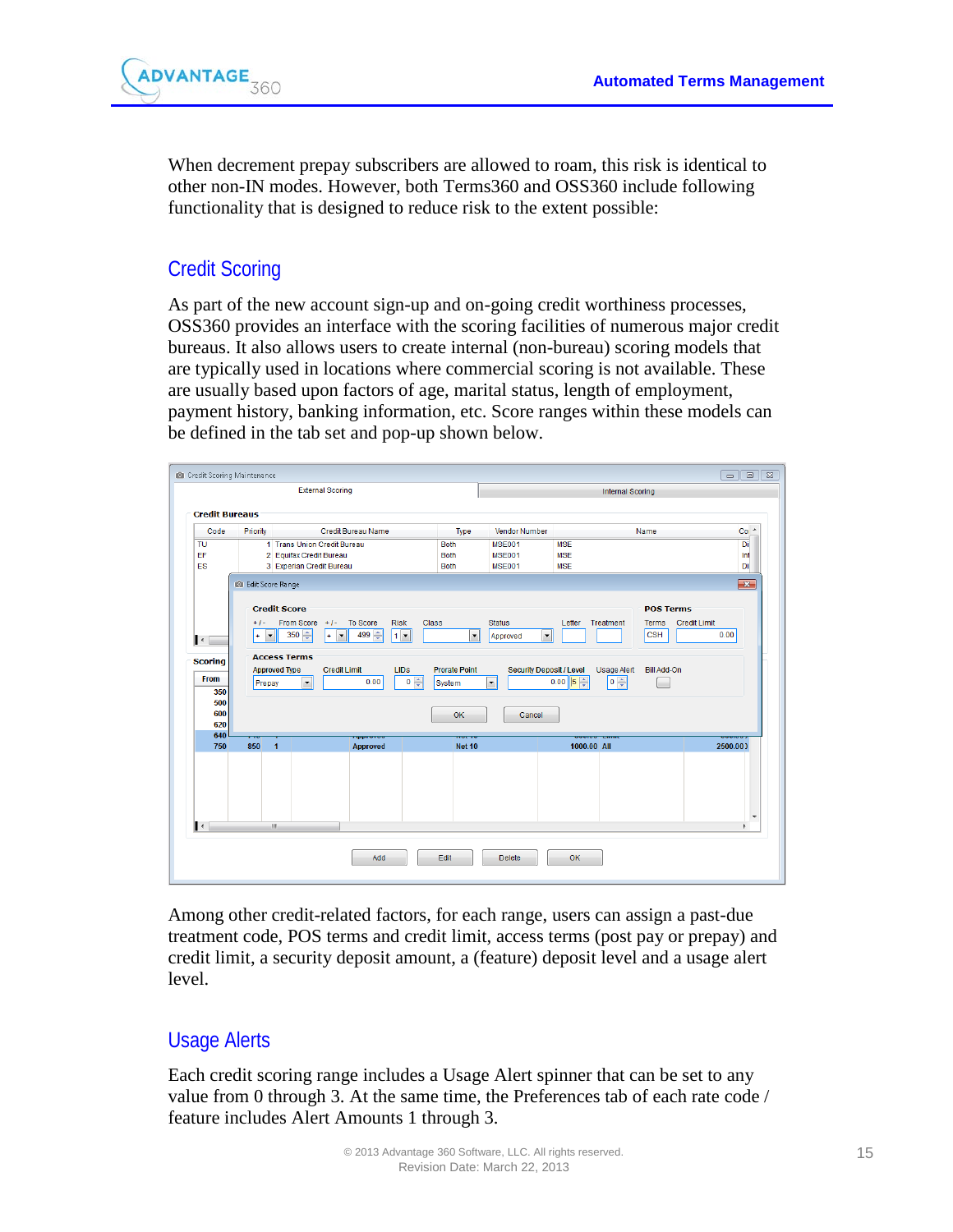When decrement prepay subscribers are allowed to roam, this risk is identical to other non-IN modes. However, both Terms360 and OSS360 include following functionality that is designed to reduce risk to the extent possible:

## Credit Scoring

As part of the new account sign-up and on-going credit worthiness processes, OSS360 provides an interface with the scoring facilities of numerous major credit bureaus. It also allows users to create internal (non-bureau) scoring models that are typically used in locations where commercial scoring is not available. These are usually based upon factors of age, marital status, length of employment, payment history, banking information, etc. Score ranges within these models can be defined in the tab set and pop-up shown below.

Among other credit-related factors, for each range, users can assign a past-due treatment code, POS terms and credit limit, access terms (post pay or prepay) and credit limit, a security deposit amount, a (feature) deposit level and a usage alert level.

## Usage Alerts

Each credit scoring range includes a Usage Alert spinner that can be set to any value from 0 through 3. At the same time, the Preferences tab of each rate code / feature includes Alert Amounts 1 through 3.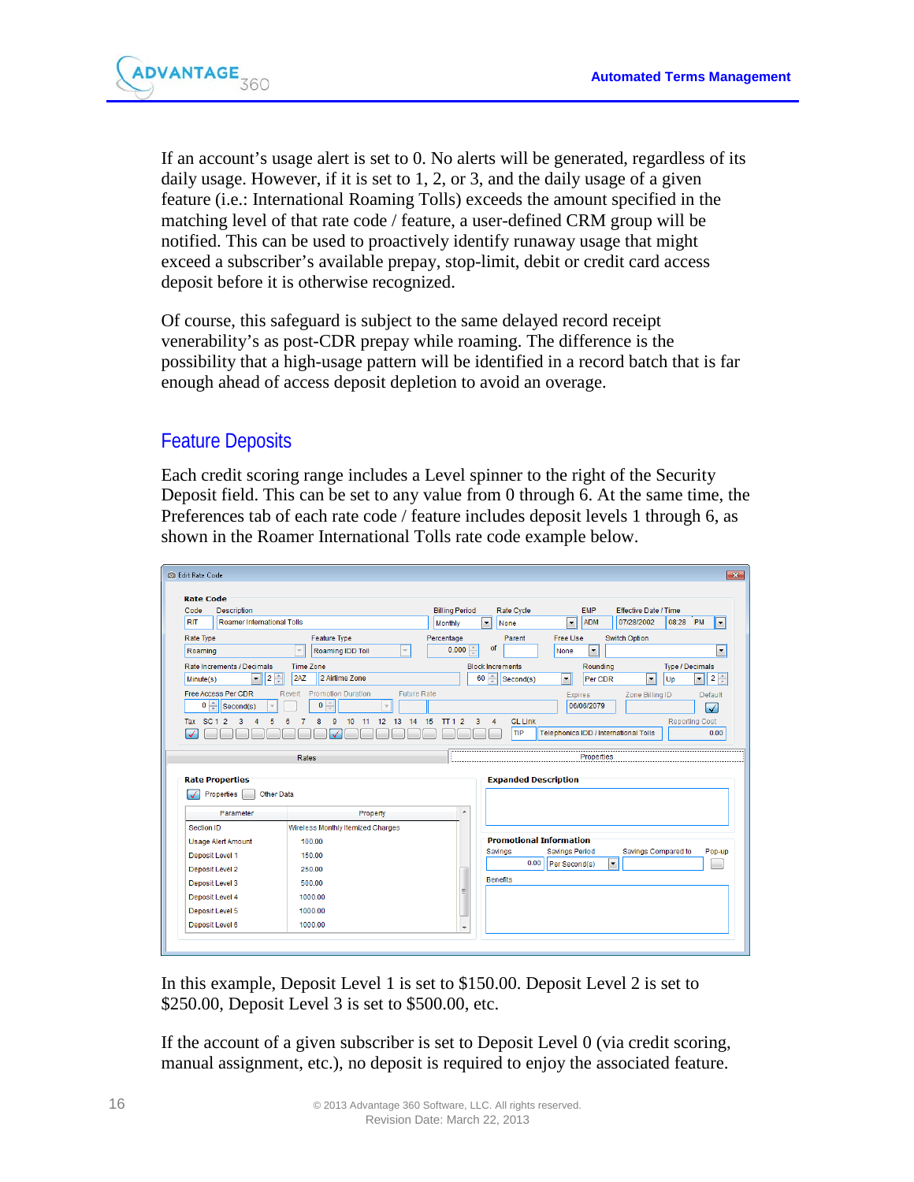If an account's usage alert is set to 0. No alerts will be generated, regardless of its daily usage. However, if it is set to 1, 2, or 3, and the daily usage of a given feature (i.e.: International Roaming Tolls) exceeds the amount specified in the matching level of that rate code / feature, a user-defined CRM group will be notified. This can be used to proactively identify runaway usage that might exceed a subscriber's available prepay, stop-limit, debit or credit card access deposit before it is otherwise recognized.

Of course, this safeguard is subject to the same delayed record receipt venerability's as post-CDR prepay while roaming. The difference is the possibility that a high-usage pattern will be identified in a record batch that is far enough ahead of access deposit depletion to avoid an overage.

## Feature Deposits

Each credit scoring range includes a Level spinner to the right of the Security Deposit field. This can be set to any value from 0 through 6. At the same time, the Preferences tab of each rate code / feature includes deposit levels 1 through 6, as shown in the Roamer International Tolls rate code example below.

In this example, Deposit Level 1 is set to $150.00. Deposit Level 2 is set to $250.00, Deposit Level 3 is set to $500.00, etc.

If the account of a given subscriber is set to Deposit Level 0 (via credit scoring, manual assignment, etc.), no deposit is required to enjoy the associated feature.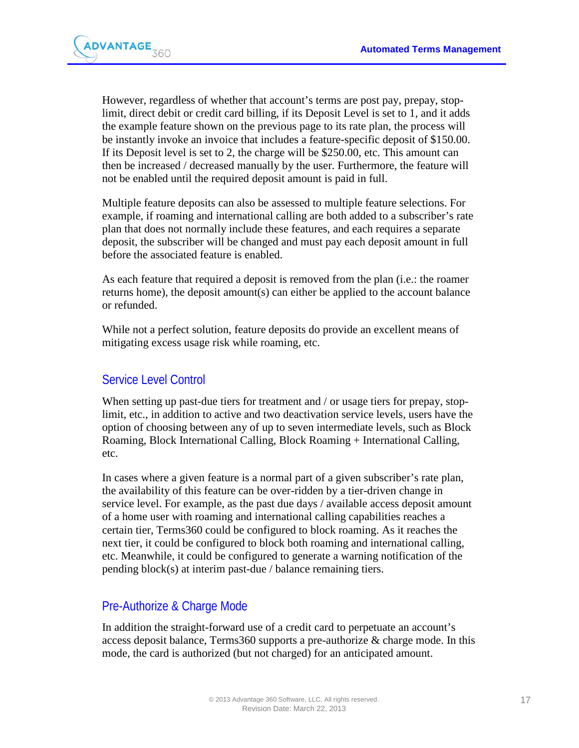However, regardless of whether that account's terms are post pay, prepay, stop-limit, direct debit or credit card billing, if its Deposit Level is set to 1, and it adds the example feature shown on the previous page to its rate plan, the process will be instantly invoke an invoice that includes a feature-specific deposit of $150.00. If its Deposit level is set to 2, the charge will be $250.00, etc. This amount can then be increased / decreased manually by the user. Furthermore, the feature will not be enabled until the required deposit amount is paid in full.

Multiple feature deposits can also be assessed to multiple feature selections. For example, if roaming and international calling are both added to a subscriber's rate plan that does not normally include these features, and each requires a separate deposit, the subscriber will be changed and must pay each deposit amount in full before the associated feature is enabled.

As each feature that required a deposit is removed from the plan (i.e.: the roamer returns home), the deposit amount(s) can either be applied to the account balance or refunded.

While not a perfect solution, feature deposits do provide an excellent means of mitigating excess usage risk while roaming, etc.

## Service Level Control

When setting up past-due tiers for treatment and / or usage tiers for prepay, stop-limit, etc., in addition to active and two deactivation service levels, users have the option of choosing between any of up to seven intermediate levels, such as Block Roaming, Block International Calling, Block Roaming + International Calling, etc.

In cases where a given feature is a normal part of a given subscriber's rate plan, the availability of this feature can be over-ridden by a tier-driven change in service level. For example, as the past due days / available access deposit amount of a home user with roaming and international calling capabilities reaches a certain tier, Terms360 could be configured to block roaming. As it reaches the next tier, it could be configured to block both roaming and international calling, etc. Meanwhile, it could be configured to generate a warning notification of the pending block(s) at interim past-due / balance remaining tiers.

## Pre-Authorize & Charge Mode

In addition the straight-forward use of a credit card to perpetuate an account's access deposit balance, Terms360 supports a pre-authorize & charge mode. In this mode, the card is authorized (but not charged) for an anticipated amount.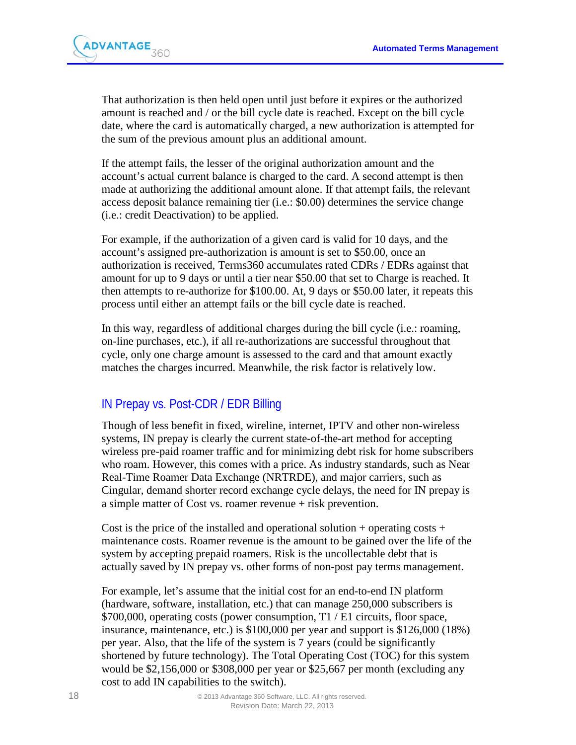That authorization is then held open until just before it expires or the authorized amount is reached and / or the bill cycle date is reached. Except on the bill cycle date, where the card is automatically charged, a new authorization is attempted for the sum of the previous amount plus an additional amount.

If the attempt fails, the lesser of the original authorization amount and the account's actual current balance is charged to the card. A second attempt is then made at authorizing the additional amount alone. If that attempt fails, the relevant access deposit balance remaining tier (i.e.: $0.00) determines the service change (i.e.: credit Deactivation) to be applied.

For example, if the authorization of a given card is valid for 10 days, and the account's assigned pre-authorization is amount is set to $50.00, once an authorization is received, Terms360 accumulates rated CDRs / EDRs against that amount for up to 9 days or until a tier near $50.00 that set to Charge is reached. It then attempts to re-authorize for $100.00. At, 9 days or $50.00 later, it repeats this process until either an attempt fails or the bill cycle date is reached.

In this way, regardless of additional charges during the bill cycle (i.e.: roaming, on-line purchases, etc.), if all re-authorizations are successful throughout that cycle, only one charge amount is assessed to the card and that amount exactly matches the charges incurred. Meanwhile, the risk factor is relatively low.

## IN Prepay vs. Post-CDR / EDR Billing

Though of less benefit in fixed, wireline, internet, IPTV and other non-wireless systems, IN prepay is clearly the current state-of-the-art method for accepting wireless pre-paid roamer traffic and for minimizing debt risk for home subscribers who roam. However, this comes with a price. As industry standards, such as Near Real-Time Roamer Data Exchange (NRTRDE), and major carriers, such as Cingular, demand shorter record exchange cycle delays, the need for IN prepay is a simple matter of Cost vs. roamer revenue + risk prevention.

Cost is the price of the installed and operational solution + operating costs + maintenance costs. Roamer revenue is the amount to be gained over the life of the system by accepting prepaid roamers. Risk is the uncollectable debt that is actually saved by IN prepay vs. other forms of non-post pay terms management.

For example, let's assume that the initial cost for an end-to-end IN platform (hardware, software, installation, etc.) that can manage 250,000 subscribers is $700,000, operating costs (power consumption, T1 / E1 circuits, floor space, insurance, maintenance, etc.) is $100,000 per year and support is $126,000 (18%) per year. Also, that the life of the system is 7 years (could be significantly shortened by future technology). The Total Operating Cost (TOC) for this system would be $2,156,000 or $308,000 per year or $25,667 per month (excluding any cost to add IN capabilities to the switch).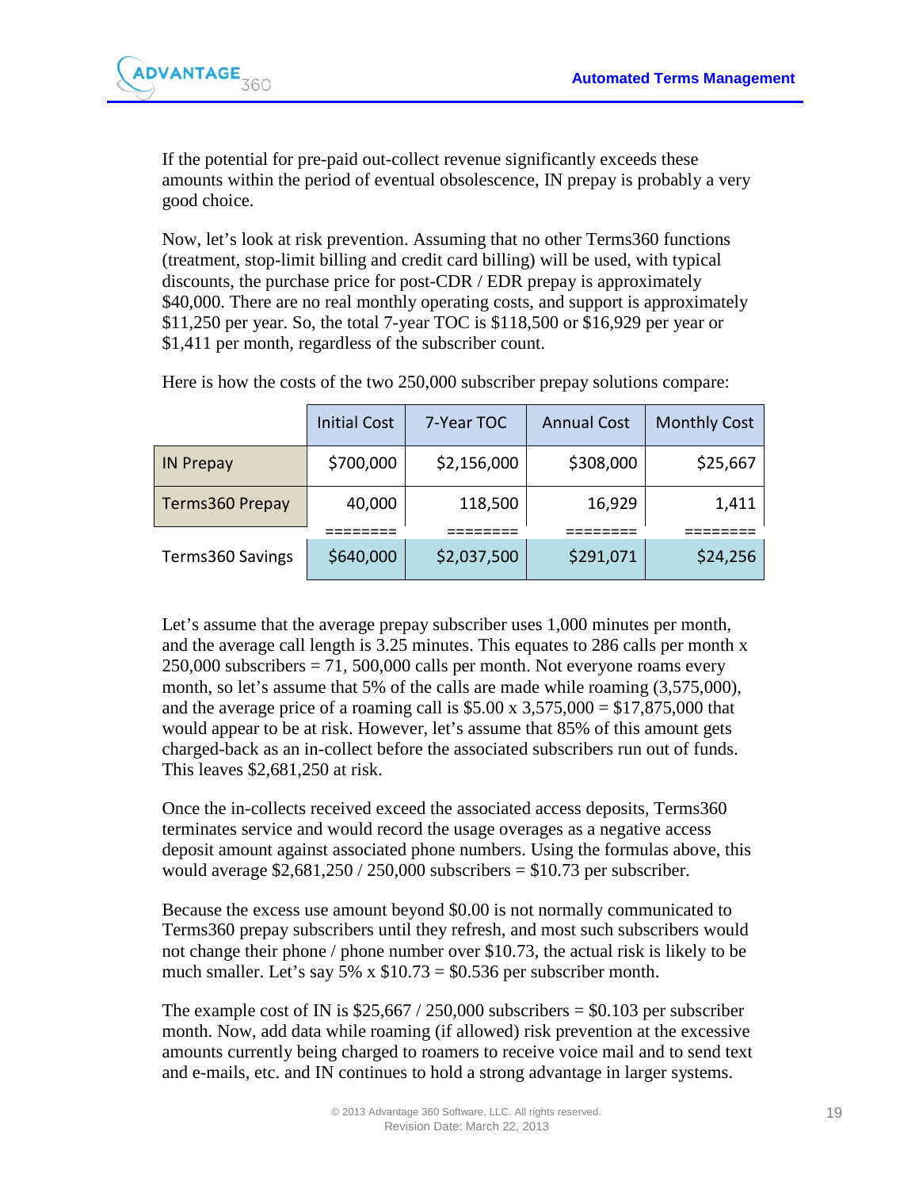If the potential for pre-paid out-collect revenue significantly exceeds these amounts within the period of eventual obsolescence, IN prepay is probably a very good choice.

Now, let's look at risk prevention. Assuming that no other Terms360 functions (treatment, stop-limit billing and credit card billing) will be used, with typical discounts, the purchase price for post-CDR / EDR prepay is approximately $40,000. There are no real monthly operating costs, and support is approximately $11,250 per year. So, the total 7-year TOC is $118,500 or $16,929 per year or $1,411 per month, regardless of the subscriber count.

Here is how the costs of the two 250,000 subscriber prepay solutions compare:

| | Initial Cost | 7-Year TOC | Annual Cost | Monthly Cost |
|---|---|---|---|---|
| IN Prepay | $700,000 | $2,156,000 | $308,000 | $25,667 |
| Terms360 Prepay | 40,000 | 118,500 | 16,929 | 1,411 |
| | ======== | ======== | ======== | ======== |
| Terms360 Savings | $640,000 | $2,037,500 | $291,071 | $24,256 |

Let's assume that the average prepay subscriber uses 1,000 minutes per month, and the average call length is 3.25 minutes. This equates to 286 calls per month x 250,000 subscribers = 71, 500,000 calls per month. Not everyone roams every month, so let's assume that 5% of the calls are made while roaming (3,575,000), and the average price of a roaming call is $5.00 x 3,575,000 = $17,875,000 that would appear to be at risk. However, let's assume that 85% of this amount gets charged-back as an in-collect before the associated subscribers run out of funds. This leaves $2,681,250 at risk.

Once the in-collects received exceed the associated access deposits, Terms360 terminates service and would record the usage overages as a negative access deposit amount against associated phone numbers. Using the formulas above, this would average $2,681,250 / 250,000 subscribers = $10.73 per subscriber.

Because the excess use amount beyond $0.00 is not normally communicated to Terms360 prepay subscribers until they refresh, and most such subscribers would not change their phone / phone number over $10.73, the actual risk is likely to be much smaller. Let's say 5% x $10.73 = $0.536 per subscriber month.

The example cost of IN is $25,667 / 250,000 subscribers = $0.103 per subscriber month. Now, add data while roaming (if allowed) risk prevention at the excessive amounts currently being charged to roamers to receive voice mail and to send text and e-mails, etc. and IN continues to hold a strong advantage in larger systems.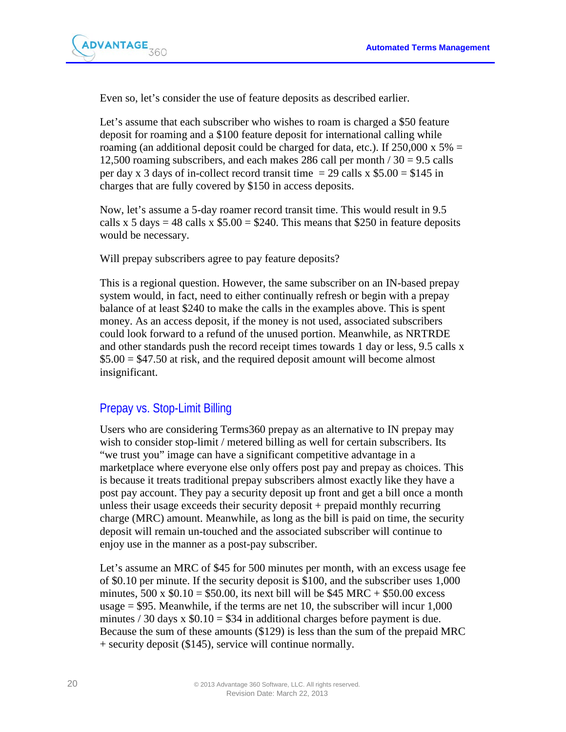Even so, let's consider the use of feature deposits as described earlier.

Let's assume that each subscriber who wishes to roam is charged a $50 feature deposit for roaming and a $100 feature deposit for international calling while roaming (an additional deposit could be charged for data, etc.). If 250,000 x 5% = 12,500 roaming subscribers, and each makes 286 call per month / 30 = 9.5 calls per day x 3 days of in-collect record transit time = 29 calls x $5.00 = $145 in charges that are fully covered by $150 in access deposits.

Now, let's assume a 5-day roamer record transit time. This would result in 9.5 calls x 5 days = 48 calls x $5.00 = $240. This means that $250 in feature deposits would be necessary.

Will prepay subscribers agree to pay feature deposits?

This is a regional question. However, the same subscriber on an IN-based prepay system would, in fact, need to either continually refresh or begin with a prepay balance of at least $240 to make the calls in the examples above. This is spent money. As an access deposit, if the money is not used, associated subscribers could look forward to a refund of the unused portion. Meanwhile, as NRTRDE and other standards push the record receipt times towards 1 day or less, 9.5 calls x $5.00 = $47.50 at risk, and the required deposit amount will become almost insignificant.

## Prepay vs. Stop-Limit Billing

Users who are considering Terms360 prepay as an alternative to IN prepay may wish to consider stop-limit / metered billing as well for certain subscribers. Its "we trust you" image can have a significant competitive advantage in a marketplace where everyone else only offers post pay and prepay as choices. This is because it treats traditional prepay subscribers almost exactly like they have a post pay account. They pay a security deposit up front and get a bill once a month unless their usage exceeds their security deposit + prepaid monthly recurring charge (MRC) amount. Meanwhile, as long as the bill is paid on time, the security deposit will remain un-touched and the associated subscriber will continue to enjoy use in the manner as a post-pay subscriber.

Let's assume an MRC of $45 for 500 minutes per month, with an excess usage fee of $0.10 per minute. If the security deposit is $100, and the subscriber uses 1,000 minutes, 500 x $0.10 = $50.00, its next bill will be $45 MRC + $50.00 excess usage = $95. Meanwhile, if the terms are net 10, the subscriber will incur 1,000 minutes / 30 days x $0.10 = $34 in additional charges before payment is due. Because the sum of these amounts ($129) is less than the sum of the prepaid MRC + security deposit ($145), service will continue normally.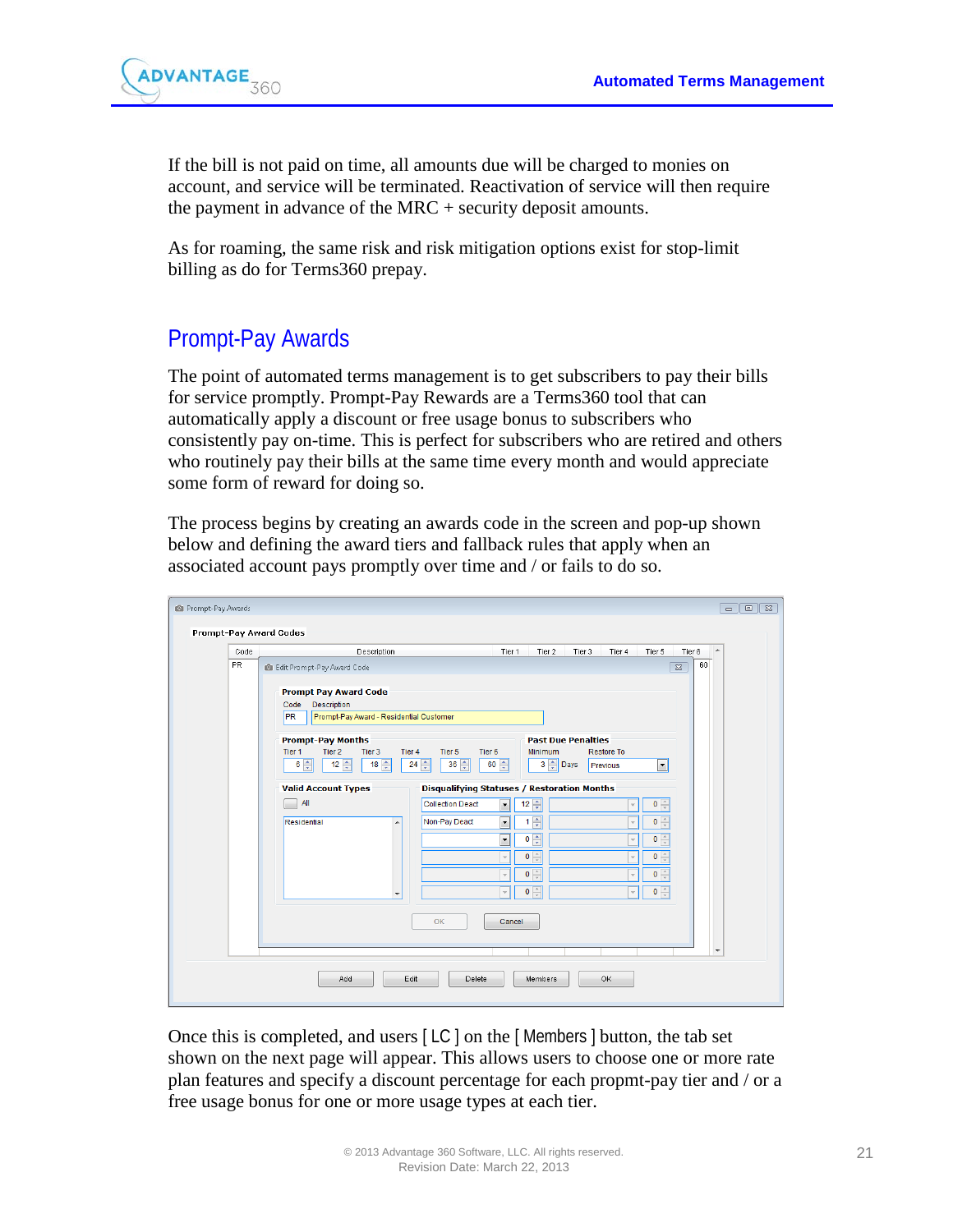If the bill is not paid on time, all amounts due will be charged to monies on account, and service will be terminated. Reactivation of service will then require the payment in advance of the MRC + security deposit amounts.

As for roaming, the same risk and risk mitigation options exist for stop-limit billing as do for Terms360 prepay.

## Prompt-Pay Awards

The point of automated terms management is to get subscribers to pay their bills for service promptly. Prompt-Pay Rewards are a Terms360 tool that can automatically apply a discount or free usage bonus to subscribers who consistently pay on-time. This is perfect for subscribers who are retired and others who routinely pay their bills at the same time every month and would appreciate some form of reward for doing so.

The process begins by creating an awards code in the screen and pop-up shown below and defining the award tiers and fallback rules that apply when an associated account pays promptly over time and / or fails to do so.

Once this is completed, and users [ LC ] on the [ Members ] button, the tab set shown on the next page will appear. This allows users to choose one or more rate plan features and specify a discount percentage for each propmt-pay tier and / or a free usage bonus for one or more usage types at each tier.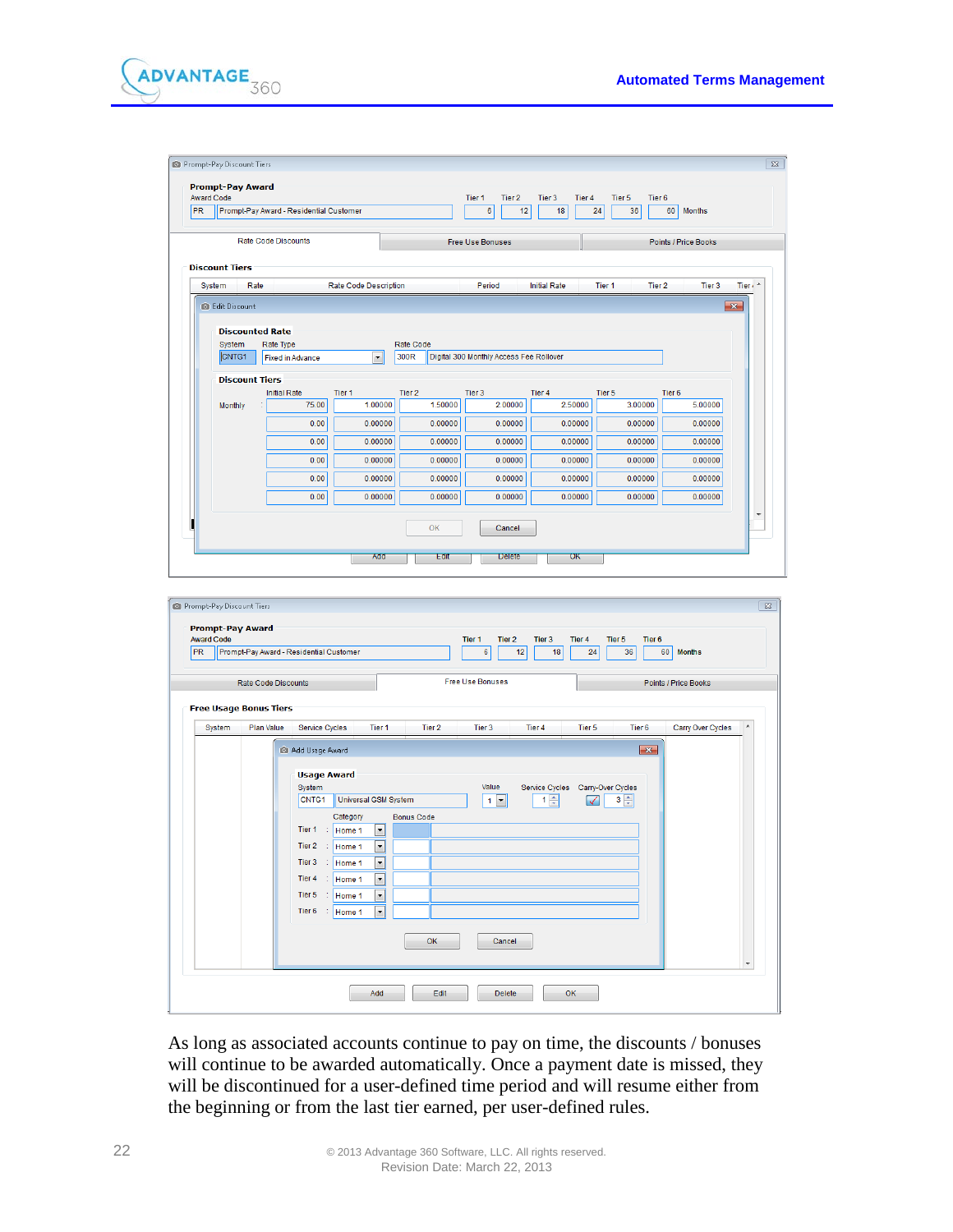Prompt-Pay Discount Tiers

**Prompt-Pay Award**

Award Code

PR | Prompt-Pay Award - Residential Customer

| Tier 1 | Tier 2 | Tier 3 | Tier 4 | Tier 5 | Tier 6 | |
|---|---|---|---|---|---|---|
| 6 | 12 | 18 | 24 | 36 | 60 | Months |

Rate Code Discounts | Free Use Bonuses | Points / Price Books

**Discount Tiers**

System | Rate | Rate Code Description | Period | Initial Rate | Tier 1 | Tier 2 | Tier 3 | Tier 4

Edit Discount

**Discounted Rate**

System: CNTG1 — Rate Type: Fixed in Advance — Rate Code: 300R Digital 300 Monthly Access Fee Rollover

**Discount Tiers**

| | Initial Rate | Tier 1 | Tier 2 | Tier 3 | Tier 4 | Tier 5 | Tier 6 |
|---|---|---|---|---|---|---|---|
| Monthly | 75.00 | 1.00000 | 1.50000 | 2.00000 | 2.50000 | 3.00000 | 5.00000 |
| | 0.00 | 0.00000 | 0.00000 | 0.00000 | 0.00000 | 0.00000 | 0.00000 |
| | 0.00 | 0.00000 | 0.00000 | 0.00000 | 0.00000 | 0.00000 | 0.00000 |
| | 0.00 | 0.00000 | 0.00000 | 0.00000 | 0.00000 | 0.00000 | 0.00000 |
| | 0.00 | 0.00000 | 0.00000 | 0.00000 | 0.00000 | 0.00000 | 0.00000 |
| | 0.00 | 0.00000 | 0.00000 | 0.00000 | 0.00000 | 0.00000 | 0.00000 |

OK | Cancel

Add | Edit | Delete | OK

Prompt-Pay Discount Tiers

**Prompt-Pay Award**

Award Code

PR | Prompt-Pay Award - Residential Customer

| Tier 1 | Tier 2 | Tier 3 | Tier 4 | Tier 5 | Tier 6 | |
|---|---|---|---|---|---|---|
| 6 | 12 | 18 | 24 | 36 | 60 | Months |

Rate Code Discounts | Free Use Bonuses | Points / Price Books

**Free Usage Bonus Tiers**

System | Plan Value | Service Cycles | Tier 1 | Tier 2 | Tier 3 | Tier 4 | Tier 5 | Tier 6 | Carry Over Cycles

Add Usage Award

**Usage Award**

System: CNTG1 Universal GSM System — Value: 1 — Service Cycles: 1 — Carry-Over Cycles: 3

| | Category | Bonus Code |
|---|---|---|
| Tier 1 | Home 1 | |
| Tier 2 | Home 1 | |
| Tier 3 | Home 1 | |
| Tier 4 | Home 1 | |
| Tier 5 | Home 1 | |
| Tier 6 | Home 1 | |

OK | Cancel

Add | Edit | Delete | OK

As long as associated accounts continue to pay on time, the discounts / bonuses will continue to be awarded automatically. Once a payment date is missed, they will be discontinued for a user-defined time period and will resume either from the beginning or from the last tier earned, per user-defined rules.